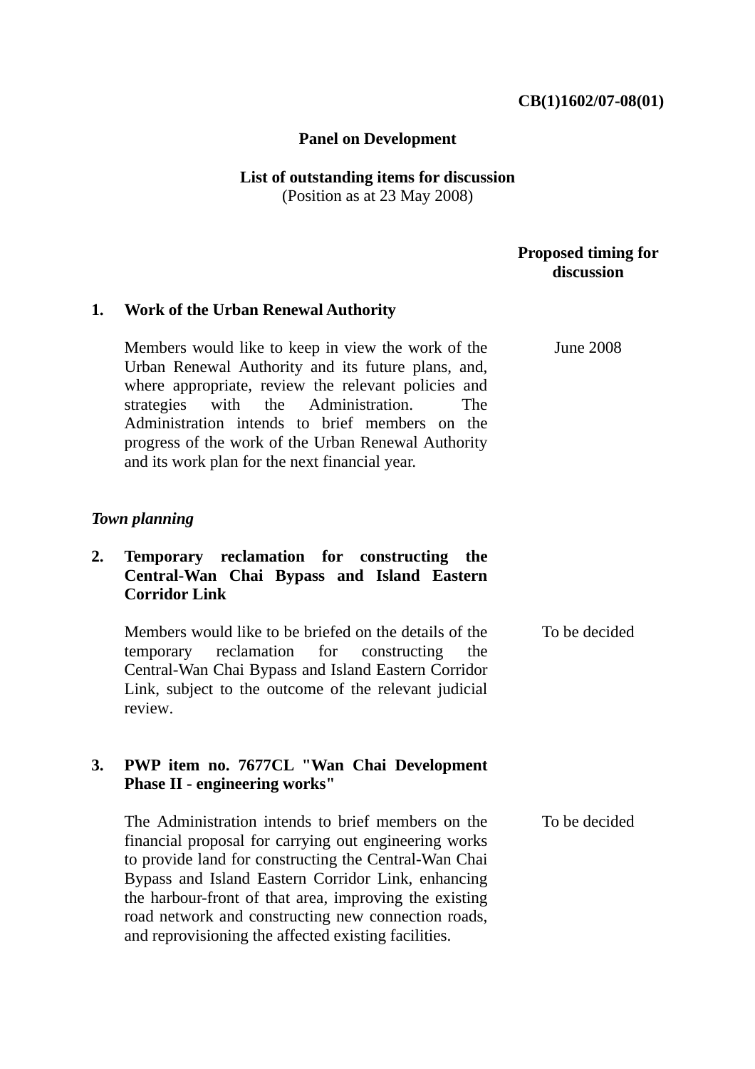**CB(1)1602/07-08(01)**

**Panel on Development**

**List of outstanding items for discussion**
(Position as at 23 May 2008)

| | | Proposed timing for discussion |
|---|---|---|
| **1.** | **Work of the Urban Renewal Authority** | |
| | Members would like to keep in view the work of the Urban Renewal Authority and its future plans, and, where appropriate, review the relevant policies and strategies with the Administration. The Administration intends to brief members on the progress of the work of the Urban Renewal Authority and its work plan for the next financial year. | June 2008 |
| ***Town planning*** | | |
| **2.** | **Temporary reclamation for constructing the Central-Wan Chai Bypass and Island Eastern Corridor Link** | |
| | Members would like to be briefed on the details of the temporary reclamation for constructing the Central-Wan Chai Bypass and Island Eastern Corridor Link, subject to the outcome of the relevant judicial review. | To be decided |
| **3.** | **PWP item no. 7677CL "Wan Chai Development Phase II - engineering works"** | |
| | The Administration intends to brief members on the financial proposal for carrying out engineering works to provide land for constructing the Central-Wan Chai Bypass and Island Eastern Corridor Link, enhancing the harbour-front of that area, improving the existing road network and constructing new connection roads, and reprovisioning the affected existing facilities. | To be decided |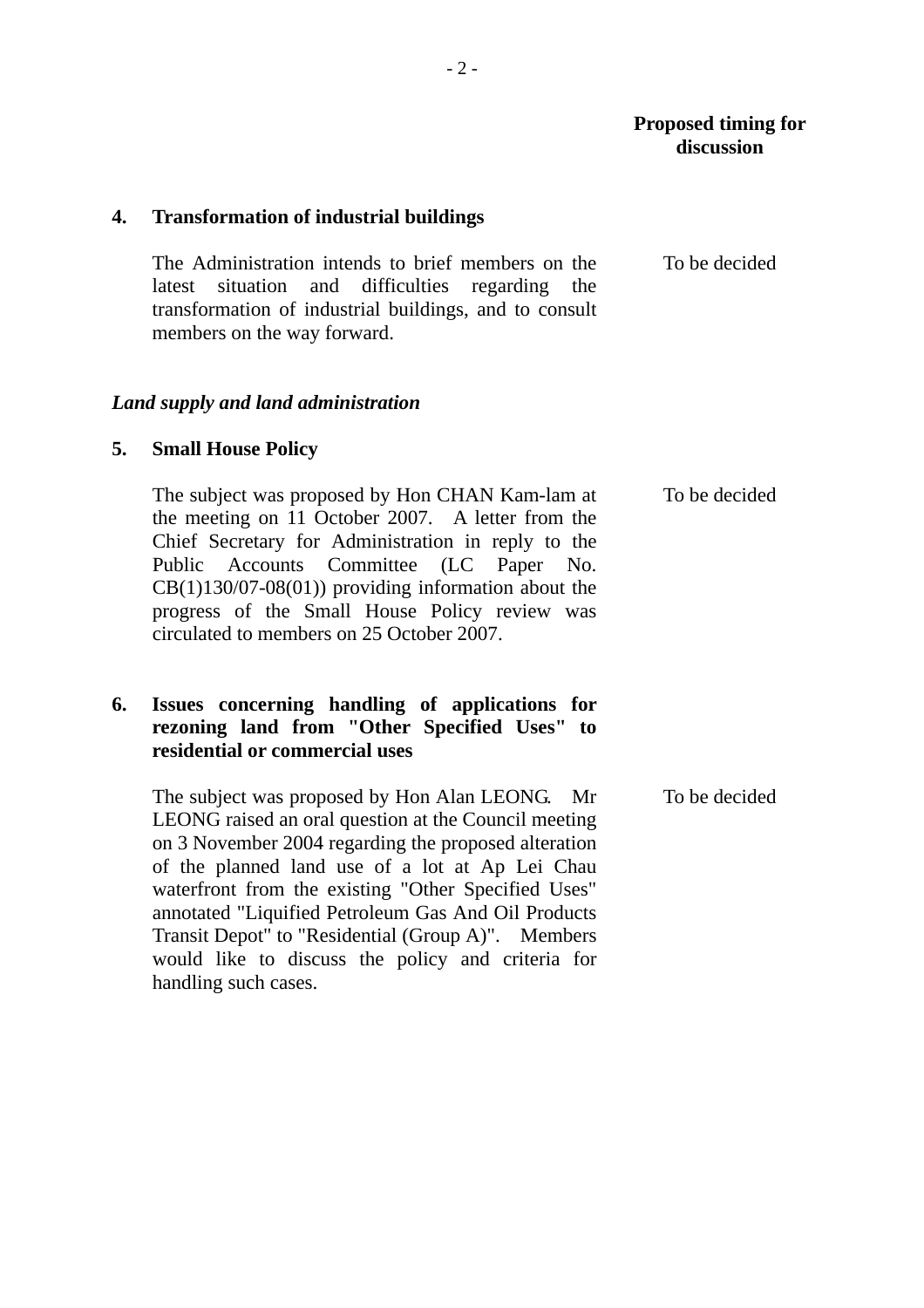| | | Proposed timing for discussion |
|---|---|---|
| **4.** | **Transformation of industrial buildings** | |
| | The Administration intends to brief members on the latest situation and difficulties regarding the transformation of industrial buildings, and to consult members on the way forward. | To be decided |

***Land supply and land administration***

| | | |
|---|---|---|
| **5.** | **Small House Policy** | |
| | The subject was proposed by Hon CHAN Kam-lam at the meeting on 11 October 2007. A letter from the Chief Secretary for Administration in reply to the Public Accounts Committee (LC Paper No. CB(1)130/07-08(01)) providing information about the progress of the Small House Policy review was circulated to members on 25 October 2007. | To be decided |
| **6.** | **Issues concerning handling of applications for rezoning land from "Other Specified Uses" to residential or commercial uses** | |
| | The subject was proposed by Hon Alan LEONG. Mr LEONG raised an oral question at the Council meeting on 3 November 2004 regarding the proposed alteration of the planned land use of a lot at Ap Lei Chau waterfront from the existing "Other Specified Uses" annotated "Liquified Petroleum Gas And Oil Products Transit Depot" to "Residential (Group A)". Members would like to discuss the policy and criteria for handling such cases. | To be decided |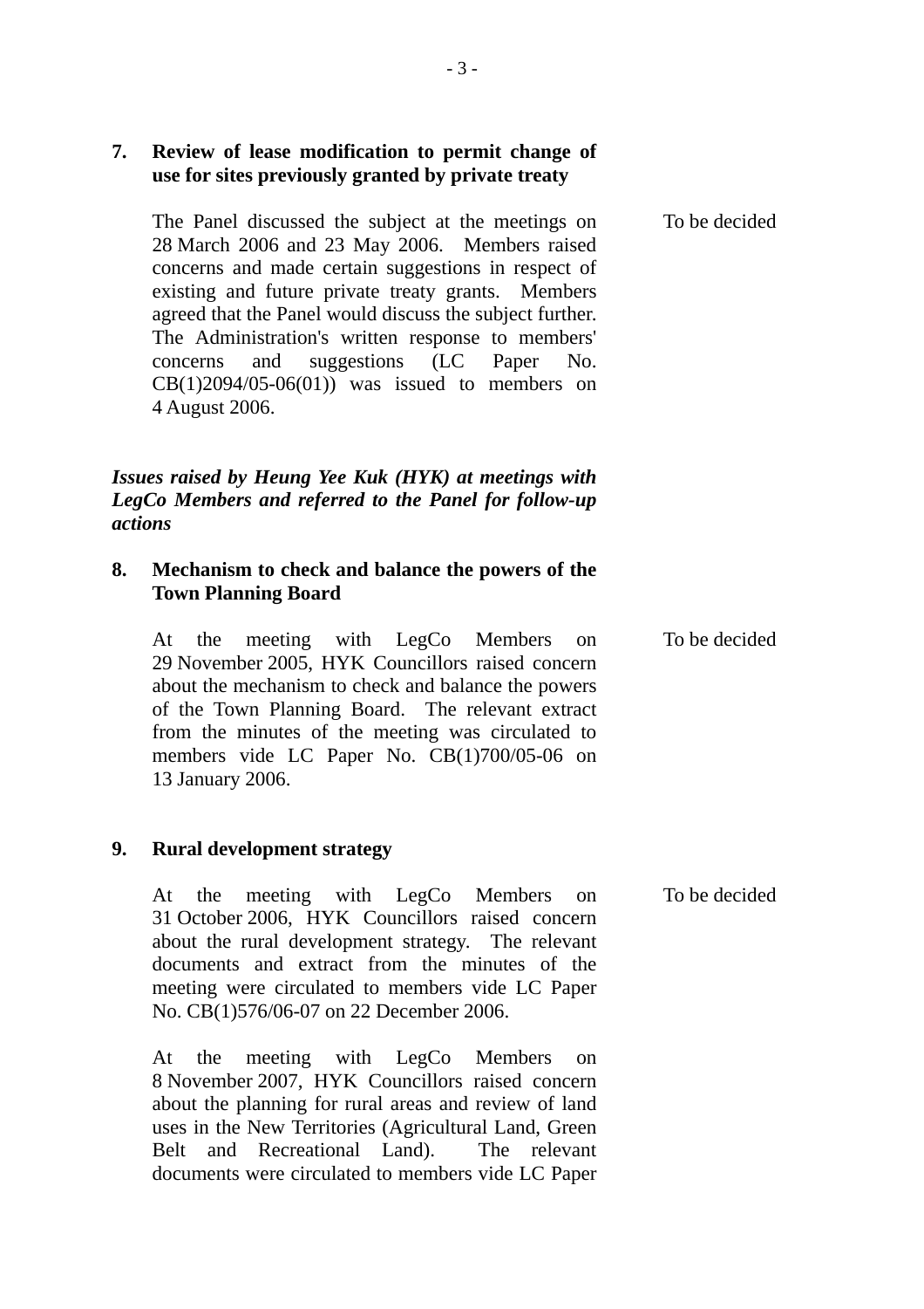**7. Review of lease modification to permit change of use for sites previously granted by private treaty**

The Panel discussed the subject at the meetings on 28 March 2006 and 23 May 2006. Members raised concerns and made certain suggestions in respect of existing and future private treaty grants. Members agreed that the Panel would discuss the subject further. The Administration's written response to members' concerns and suggestions (LC Paper No. CB(1)2094/05-06(01)) was issued to members on 4 August 2006. — To be decided

***Issues raised by Heung Yee Kuk (HYK) at meetings with LegCo Members and referred to the Panel for follow-up actions***

**8. Mechanism to check and balance the powers of the Town Planning Board**

At the meeting with LegCo Members on 29 November 2005, HYK Councillors raised concern about the mechanism to check and balance the powers of the Town Planning Board. The relevant extract from the minutes of the meeting was circulated to members vide LC Paper No. CB(1)700/05-06 on 13 January 2006. — To be decided

**9. Rural development strategy**

At the meeting with LegCo Members on 31 October 2006, HYK Councillors raised concern about the rural development strategy. The relevant documents and extract from the minutes of the meeting were circulated to members vide LC Paper No. CB(1)576/06-07 on 22 December 2006. — To be decided

At the meeting with LegCo Members on 8 November 2007, HYK Councillors raised concern about the planning for rural areas and review of land uses in the New Territories (Agricultural Land, Green Belt and Recreational Land). The relevant documents were circulated to members vide LC Paper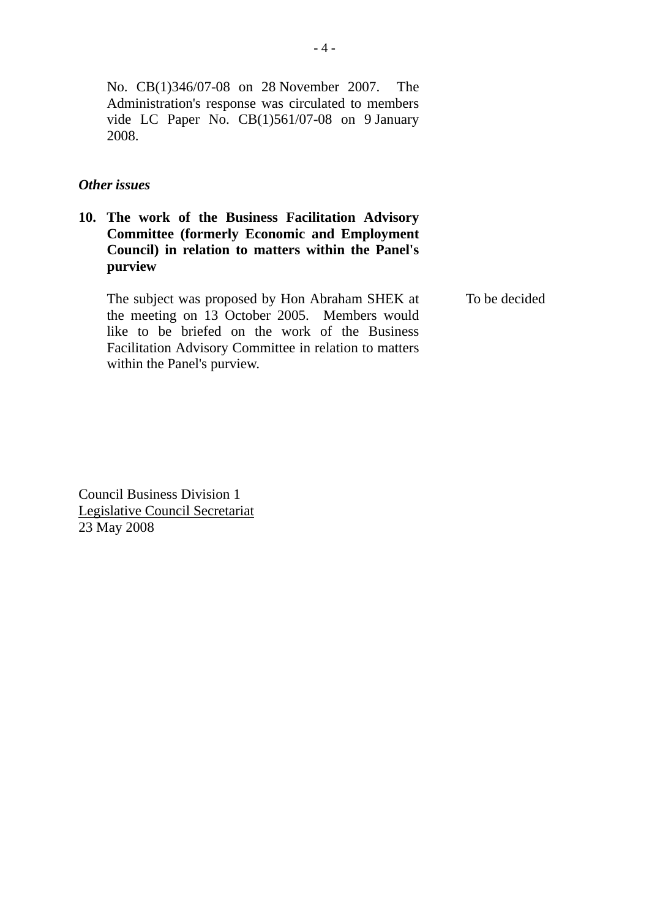No. CB(1)346/07-08 on 28 November 2007. The Administration's response was circulated to members vide LC Paper No. CB(1)561/07-08 on 9 January 2008.

*Other issues*

**10. The work of the Business Facilitation Advisory Committee (formerly Economic and Employment Council) in relation to matters within the Panel's purview**

The subject was proposed by Hon Abraham SHEK at the meeting on 13 October 2005. Members would like to be briefed on the work of the Business Facilitation Advisory Committee in relation to matters within the Panel's purview.

To be decided

Council Business Division 1
Legislative Council Secretariat
23 May 2008